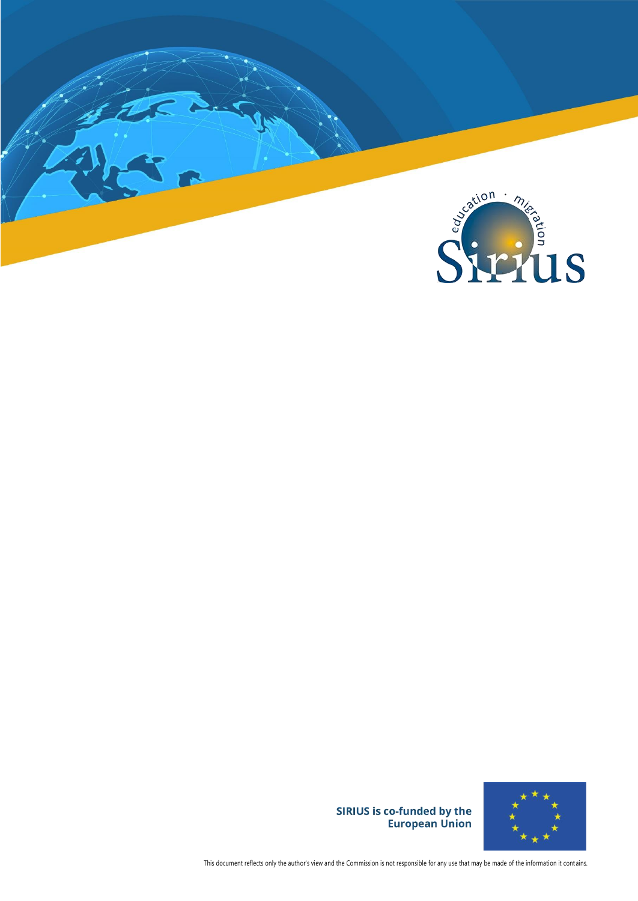SIRIUS is co-funded by the European Union

This document reflects only the author's view and the Commission is not responsible for any use that may be made of the information it contains.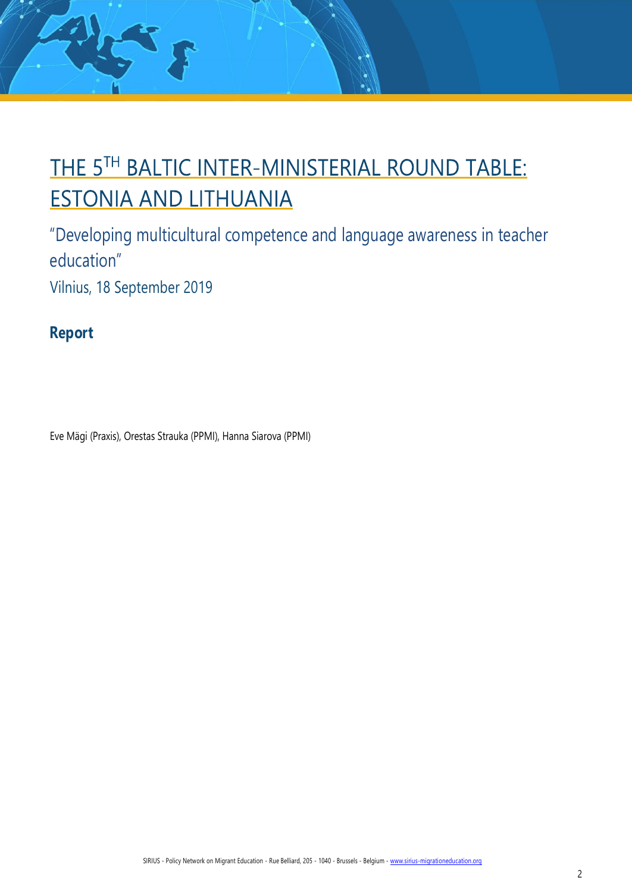# THE 5TH BALTIC INTER-MINISTERIAL ROUND TABLE: ESTONIA AND LITHUANIA

"Developing multicultural competence and language awareness in teacher education"

Vilnius, 18 September 2019

**Report**

Eve Mägi (Praxis), Orestas Strauka (PPMI), Hanna Siarova (PPMI)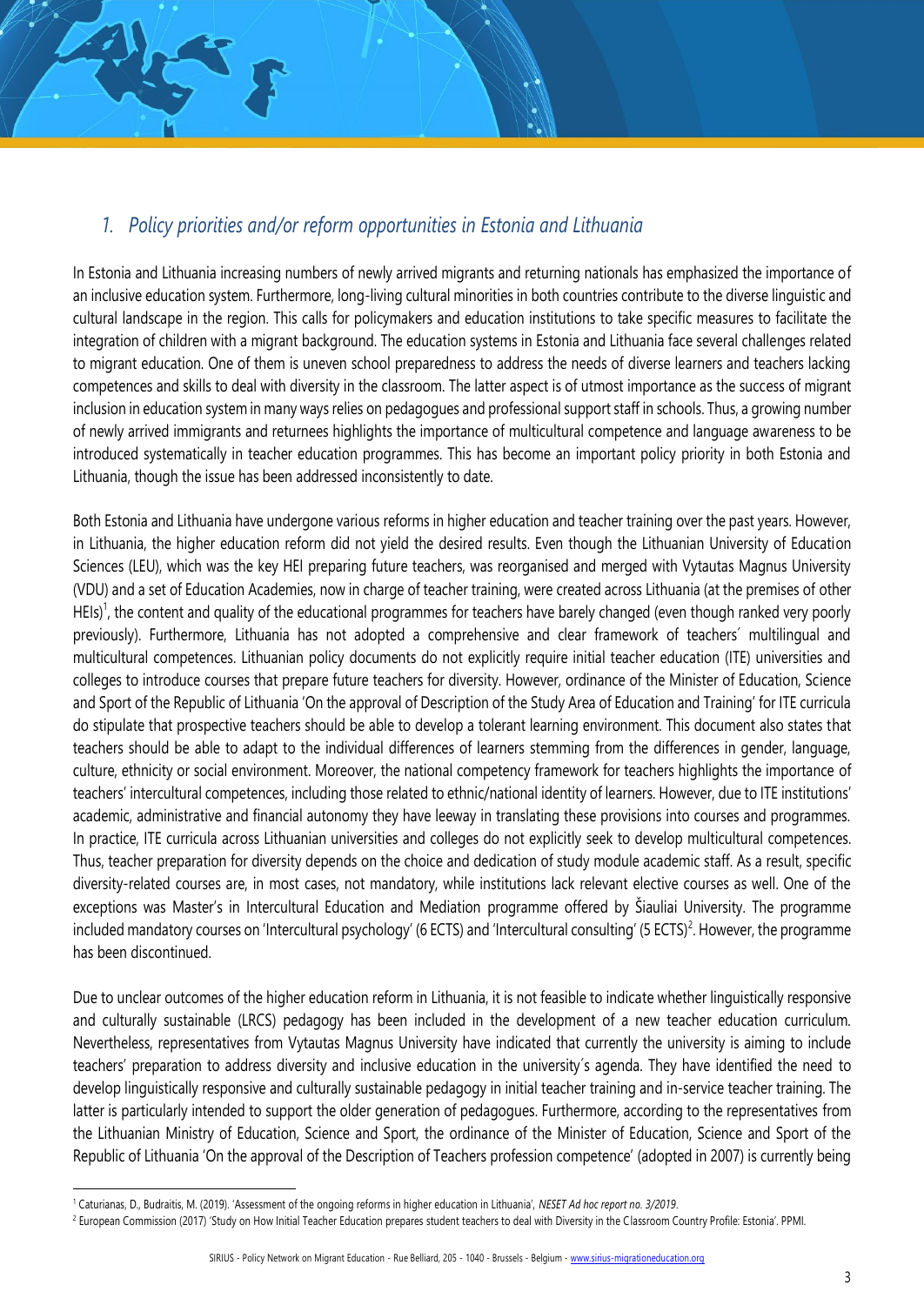## 1. Policy priorities and/or reform opportunities in Estonia and Lithuania

In Estonia and Lithuania increasing numbers of newly arrived migrants and returning nationals has emphasized the importance of an inclusive education system. Furthermore, long-living cultural minorities in both countries contribute to the diverse linguistic and cultural landscape in the region. This calls for policymakers and education institutions to take specific measures to facilitate the integration of children with a migrant background. The education systems in Estonia and Lithuania face several challenges related to migrant education. One of them is uneven school preparedness to address the needs of diverse learners and teachers lacking competences and skills to deal with diversity in the classroom. The latter aspect is of utmost importance as the success of migrant inclusion in education system in many ways relies on pedagogues and professional support staff in schools. Thus, a growing number of newly arrived immigrants and returnees highlights the importance of multicultural competence and language awareness to be introduced systematically in teacher education programmes. This has become an important policy priority in both Estonia and Lithuania, though the issue has been addressed inconsistently to date.

Both Estonia and Lithuania have undergone various reforms in higher education and teacher training over the past years. However, in Lithuania, the higher education reform did not yield the desired results. Even though the Lithuanian University of Education Sciences (LEU), which was the key HEI preparing future teachers, was reorganised and merged with Vytautas Magnus University (VDU) and a set of Education Academies, now in charge of teacher training, were created across Lithuania (at the premises of other HEIs)[1], the content and quality of the educational programmes for teachers have barely changed (even though ranked very poorly previously). Furthermore, Lithuania has not adopted a comprehensive and clear framework of teachers´ multilingual and multicultural competences. Lithuanian policy documents do not explicitly require initial teacher education (ITE) universities and colleges to introduce courses that prepare future teachers for diversity. However, ordinance of the Minister of Education, Science and Sport of the Republic of Lithuania 'On the approval of Description of the Study Area of Education and Training' for ITE curricula do stipulate that prospective teachers should be able to develop a tolerant learning environment. This document also states that teachers should be able to adapt to the individual differences of learners stemming from the differences in gender, language, culture, ethnicity or social environment. Moreover, the national competency framework for teachers highlights the importance of teachers' intercultural competences, including those related to ethnic/national identity of learners. However, due to ITE institutions' academic, administrative and financial autonomy they have leeway in translating these provisions into courses and programmes. In practice, ITE curricula across Lithuanian universities and colleges do not explicitly seek to develop multicultural competences. Thus, teacher preparation for diversity depends on the choice and dedication of study module academic staff. As a result, specific diversity-related courses are, in most cases, not mandatory, while institutions lack relevant elective courses as well. One of the exceptions was Master's in Intercultural Education and Mediation programme offered by Šiauliai University. The programme included mandatory courses on 'Intercultural psychology' (6 ECTS) and 'Intercultural consulting' (5 ECTS)[2]. However, the programme has been discontinued.

Due to unclear outcomes of the higher education reform in Lithuania, it is not feasible to indicate whether linguistically responsive and culturally sustainable (LRCS) pedagogy has been included in the development of a new teacher education curriculum. Nevertheless, representatives from Vytautas Magnus University have indicated that currently the university is aiming to include teachers' preparation to address diversity and inclusive education in the university´s agenda. They have identified the need to develop linguistically responsive and culturally sustainable pedagogy in initial teacher training and in-service teacher training. The latter is particularly intended to support the older generation of pedagogues. Furthermore, according to the representatives from the Lithuanian Ministry of Education, Science and Sport, the ordinance of the Minister of Education, Science and Sport of the Republic of Lithuania 'On the approval of the Description of Teachers profession competence' (adopted in 2007) is currently being

[1] Caturianas, D., Budraitis, M. (2019). 'Assessment of the ongoing reforms in higher education in Lithuania', *NESET Ad hoc report no. 3/2019*.

[2] European Commission (2017) 'Study on How Initial Teacher Education prepares student teachers to deal with Diversity in the Classroom Country Profile: Estonia'. PPMI.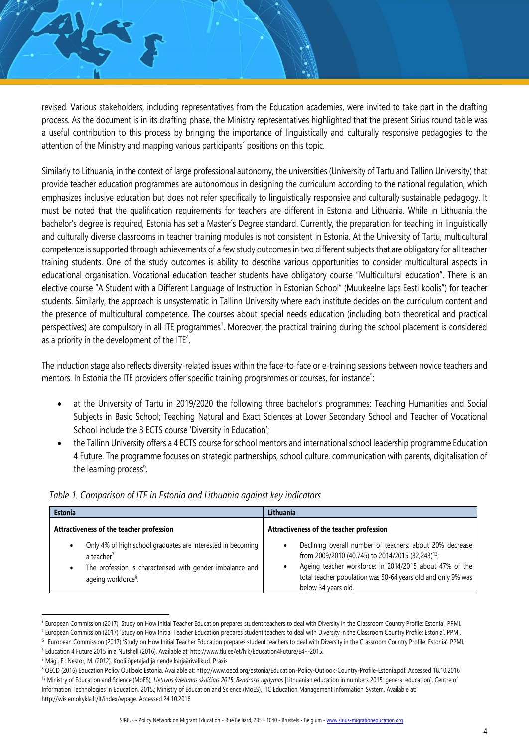revised. Various stakeholders, including representatives from the Education academies, were invited to take part in the drafting process. As the document is in its drafting phase, the Ministry representatives highlighted that the present Sirius round table was a useful contribution to this process by bringing the importance of linguistically and culturally responsive pedagogies to the attention of the Ministry and mapping various participants´ positions on this topic.

Similarly to Lithuania, in the context of large professional autonomy, the universities (University of Tartu and Tallinn University) that provide teacher education programmes are autonomous in designing the curriculum according to the national regulation, which emphasizes inclusive education but does not refer specifically to linguistically responsive and culturally sustainable pedagogy. It must be noted that the qualification requirements for teachers are different in Estonia and Lithuania. While in Lithuania the bachelor's degree is required, Estonia has set a Master´s Degree standard. Currently, the preparation for teaching in linguistically and culturally diverse classrooms in teacher training modules is not consistent in Estonia. At the University of Tartu, multicultural competence is supported through achievements of a few study outcomes in two different subjects that are obligatory for all teacher training students. One of the study outcomes is ability to describe various opportunities to consider multicultural aspects in educational organisation. Vocational education teacher students have obligatory course "Multicultural education". There is an elective course "A Student with a Different Language of Instruction in Estonian School" (Muukeelne laps Eesti koolis") for teacher students. Similarly, the approach is unsystematic in Tallinn University where each institute decides on the curriculum content and the presence of multicultural competence. The courses about special needs education (including both theoretical and practical perspectives) are compulsory in all ITE programmes[3]. Moreover, the practical training during the school placement is considered as a priority in the development of the ITE[4].

The induction stage also reflects diversity-related issues within the face-to-face or e-training sessions between novice teachers and mentors. In Estonia the ITE providers offer specific training programmes or courses, for instance[5]:

- at the University of Tartu in 2019/2020 the following three bachelor's programmes: Teaching Humanities and Social Subjects in Basic School; Teaching Natural and Exact Sciences at Lower Secondary School and Teacher of Vocational School include the 3 ECTS course 'Diversity in Education';
- the Tallinn University offers a 4 ECTS course for school mentors and international school leadership programme Education 4 Future. The programme focuses on strategic partnerships, school culture, communication with parents, digitalisation of the learning process[6].

*Table 1. Comparison of ITE in Estonia and Lithuania against key indicators*

| Estonia | Lithuania |
|---|---|
| **Attractiveness of the teacher profession** | **Attractiveness of the teacher profession** |
| • Only 4% of high school graduates are interested in becoming a teacher[7].<br>• The profession is characterised with gender imbalance and ageing workforce[8]. | • Declining overall number of teachers: about 20% decrease from 2009/2010 (40,745) to 2014/2015 (32,243)[12];<br>• Ageing teacher workforce: In 2014/2015 about 47% of the total teacher population was 50-64 years old and only 9% was below 34 years old. |

[3] European Commission (2017) 'Study on How Initial Teacher Education prepares student teachers to deal with Diversity in the Classroom Country Profile: Estonia'. PPMI.
[4] European Commission (2017) 'Study on How Initial Teacher Education prepares student teachers to deal with Diversity in the Classroom Country Profile: Estonia'. PPMI.
[5] European Commission (2017) 'Study on How Initial Teacher Education prepares student teachers to deal with Diversity in the Classroom Country Profile: Estonia'. PPMI.
[6] Education 4 Future 2015 in a Nutshell (2016). Available at: http://www.tlu.ee/et/hik/Education4Future/E4F-2015.
[7] Mägi, E.; Nestor, M. (2012). Koolilõpetajad ja nende karjäärivalikud. Praxis
[8] OECD (2016) Education Policy Outlook: Estonia. Available at: http://www.oecd.org/estonia/Education-Policy-Outlook-Country-Profile-Estonia.pdf. Accessed 18.10.2016
[12] Ministry of Education and Science (MoES), *Lietuvos švietimas skaičiais 2015: Bendrasis ugdymas* [Lithuanian education in numbers 2015: general education], Centre of Information Technologies in Education, 2015.; Ministry of Education and Science (MoES), ITC Education Management Information System. Available at: http://svis.emokykla.lt/lt/index/wpage. Accessed 24.10.2016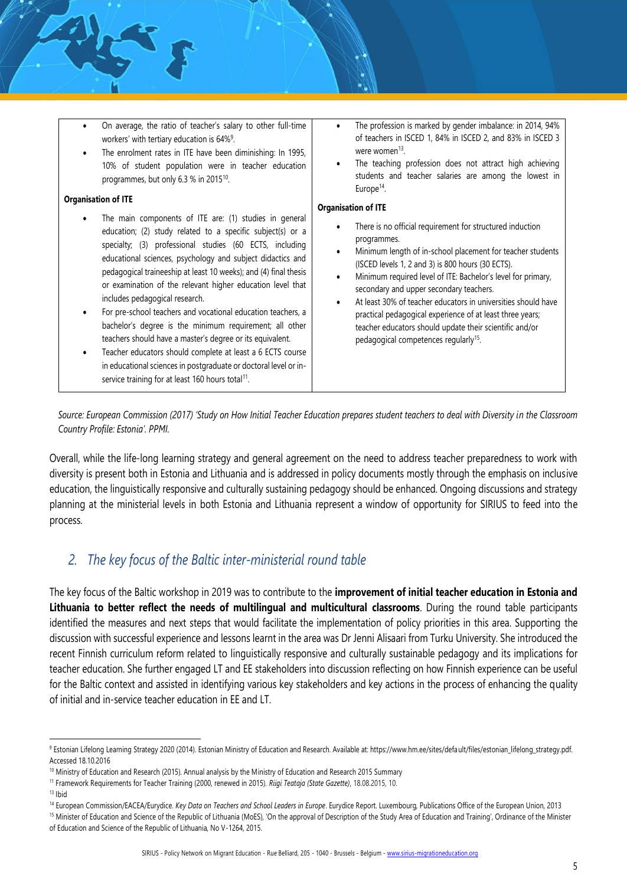- On average, the ratio of teacher's salary to other full-time workers' with tertiary education is 64%[9].
- The enrolment rates in ITE have been diminishing: In 1995, 10% of student population were in teacher education programmes, but only 6.3 % in 2015[10].

**Organisation of ITE**

- The main components of ITE are: (1) studies in general education; (2) study related to a specific subject(s) or a specialty; (3) professional studies (60 ECTS, including educational sciences, psychology and subject didactics and pedagogical traineeship at least 10 weeks); and (4) final thesis or examination of the relevant higher education level that includes pedagogical research.
- For pre-school teachers and vocational education teachers, a bachelor's degree is the minimum requirement; all other teachers should have a master's degree or its equivalent.
- Teacher educators should complete at least a 6 ECTS course in educational sciences in postgraduate or doctoral level or in-service training for at least 160 hours total[11].

- The profession is marked by gender imbalance: in 2014, 94% of teachers in ISCED 1, 84% in ISCED 2, and 83% in ISCED 3 were women[13].
- The teaching profession does not attract high achieving students and teacher salaries are among the lowest in Europe[14].

**Organisation of ITE**

- There is no official requirement for structured induction programmes.
- Minimum length of in-school placement for teacher students (ISCED levels 1, 2 and 3) is 800 hours (30 ECTS).
- Minimum required level of ITE: Bachelor's level for primary, secondary and upper secondary teachers.
- At least 30% of teacher educators in universities should have practical pedagogical experience of at least three years; teacher educators should update their scientific and/or pedagogical competences regularly[15].

*Source: European Commission (2017) 'Study on How Initial Teacher Education prepares student teachers to deal with Diversity in the Classroom Country Profile: Estonia'. PPMI.*

Overall, while the life-long learning strategy and general agreement on the need to address teacher preparedness to work with diversity is present both in Estonia and Lithuania and is addressed in policy documents mostly through the emphasis on inclusive education, the linguistically responsive and culturally sustaining pedagogy should be enhanced. Ongoing discussions and strategy planning at the ministerial levels in both Estonia and Lithuania represent a window of opportunity for SIRIUS to feed into the process.

## *2. The key focus of the Baltic inter-ministerial round table*

The key focus of the Baltic workshop in 2019 was to contribute to the **improvement of initial teacher education in Estonia and Lithuania to better reflect the needs of multilingual and multicultural classrooms**. During the round table participants identified the measures and next steps that would facilitate the implementation of policy priorities in this area. Supporting the discussion with successful experience and lessons learnt in the area was Dr Jenni Alisaari from Turku University. She introduced the recent Finnish curriculum reform related to linguistically responsive and culturally sustainable pedagogy and its implications for teacher education. She further engaged LT and EE stakeholders into discussion reflecting on how Finnish experience can be useful for the Baltic context and assisted in identifying various key stakeholders and key actions in the process of enhancing the quality of initial and in-service teacher education in EE and LT.

---

[9] Estonian Lifelong Learning Strategy 2020 (2014). Estonian Ministry of Education and Research. Available at: https://www.hm.ee/sites/default/files/estonian_lifelong_strategy.pdf. Accessed 18.10.2016

[10] Ministry of Education and Research (2015). Annual analysis by the Ministry of Education and Research 2015 Summary

[11] Framework Requirements for Teacher Training (2000, renewed in 2015). *Riigi Teataja (State Gazette)*, 18.08.2015, 10.

[13] Ibid

[14] European Commission/EACEA/Eurydice. *Key Data on Teachers and School Leaders in Europe*. Eurydice Report. Luxembourg, Publications Office of the European Union, 2013

[15] Minister of Education and Science of the Republic of Lithuania (MoES), 'On the approval of Description of the Study Area of Education and Training', Ordinance of the Minister of Education and Science of the Republic of Lithuania, No V-1264, 2015.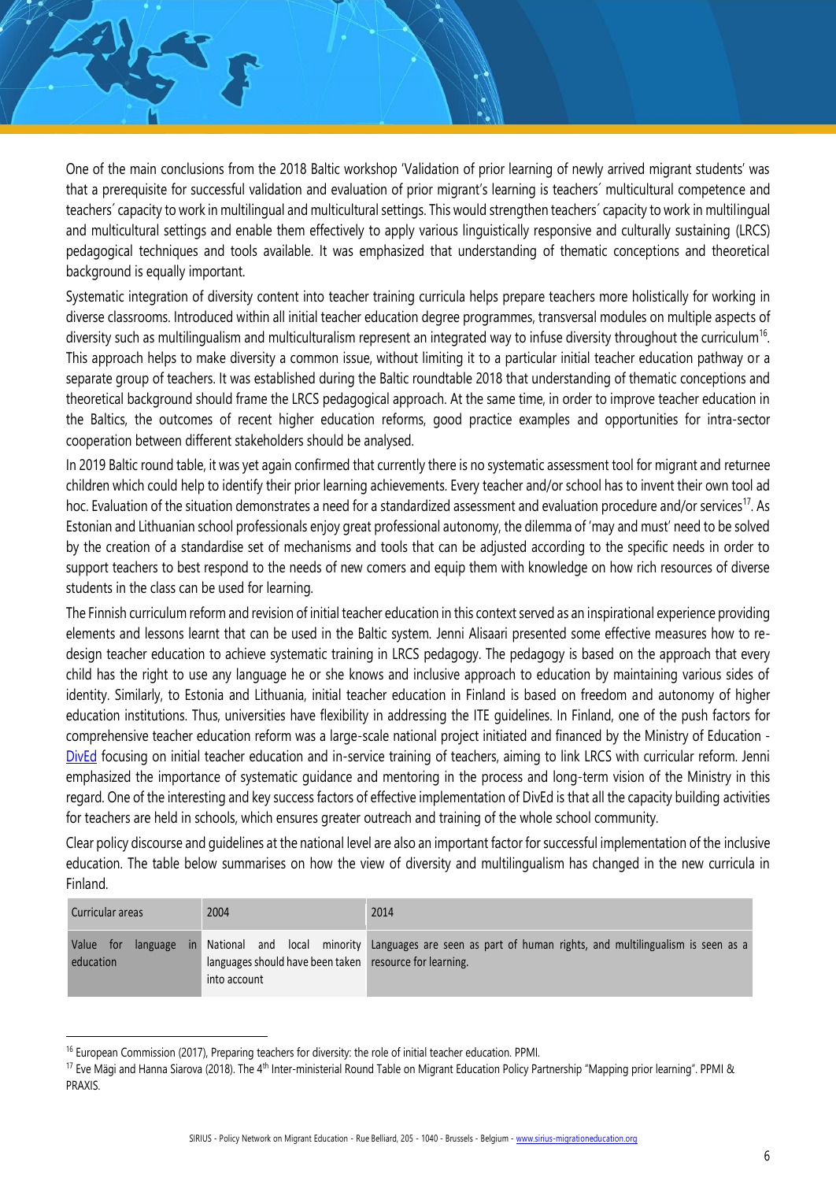One of the main conclusions from the 2018 Baltic workshop 'Validation of prior learning of newly arrived migrant students' was that a prerequisite for successful validation and evaluation of prior migrant's learning is teachers´ multicultural competence and teachers´ capacity to work in multilingual and multicultural settings. This would strengthen teachers´ capacity to work in multilingual and multicultural settings and enable them effectively to apply various linguistically responsive and culturally sustaining (LRCS) pedagogical techniques and tools available. It was emphasized that understanding of thematic conceptions and theoretical background is equally important.

Systematic integration of diversity content into teacher training curricula helps prepare teachers more holistically for working in diverse classrooms. Introduced within all initial teacher education degree programmes, transversal modules on multiple aspects of diversity such as multilingualism and multiculturalism represent an integrated way to infuse diversity throughout the curriculum[16]. This approach helps to make diversity a common issue, without limiting it to a particular initial teacher education pathway or a separate group of teachers. It was established during the Baltic roundtable 2018 that understanding of thematic conceptions and theoretical background should frame the LRCS pedagogical approach. At the same time, in order to improve teacher education in the Baltics, the outcomes of recent higher education reforms, good practice examples and opportunities for intra-sector cooperation between different stakeholders should be analysed.

In 2019 Baltic round table, it was yet again confirmed that currently there is no systematic assessment tool for migrant and returnee children which could help to identify their prior learning achievements. Every teacher and/or school has to invent their own tool ad hoc. Evaluation of the situation demonstrates a need for a standardized assessment and evaluation procedure and/or services[17]. As Estonian and Lithuanian school professionals enjoy great professional autonomy, the dilemma of 'may and must' need to be solved by the creation of a standardise set of mechanisms and tools that can be adjusted according to the specific needs in order to support teachers to best respond to the needs of new comers and equip them with knowledge on how rich resources of diverse students in the class can be used for learning.

The Finnish curriculum reform and revision of initial teacher education in this context served as an inspirational experience providing elements and lessons learnt that can be used in the Baltic system. Jenni Alisaari presented some effective measures how to re-design teacher education to achieve systematic training in LRCS pedagogy. The pedagogy is based on the approach that every child has the right to use any language he or she knows and inclusive approach to education by maintaining various sides of identity. Similarly, to Estonia and Lithuania, initial teacher education in Finland is based on freedom and autonomy of higher education institutions. Thus, universities have flexibility in addressing the ITE guidelines. In Finland, one of the push factors for comprehensive teacher education reform was a large-scale national project initiated and financed by the Ministry of Education - DivEd focusing on initial teacher education and in-service training of teachers, aiming to link LRCS with curricular reform. Jenni emphasized the importance of systematic guidance and mentoring in the process and long-term vision of the Ministry in this regard. One of the interesting and key success factors of effective implementation of DivEd is that all the capacity building activities for teachers are held in schools, which ensures greater outreach and training of the whole school community.

Clear policy discourse and guidelines at the national level are also an important factor for successful implementation of the inclusive education. The table below summarises on how the view of diversity and multilingualism has changed in the new curricula in Finland.

| Curricular areas | 2004 | 2014 |
|---|---|---|
| Value for language in education | National and local minority languages should have been taken into account | Languages are seen as part of human rights, and multilingualism is seen as a resource for learning. |

[16] European Commission (2017), Preparing teachers for diversity: the role of initial teacher education. PPMI.

[17] Eve Mägi and Hanna Siarova (2018). The 4th Inter-ministerial Round Table on Migrant Education Policy Partnership "Mapping prior learning". PPMI & PRAXIS.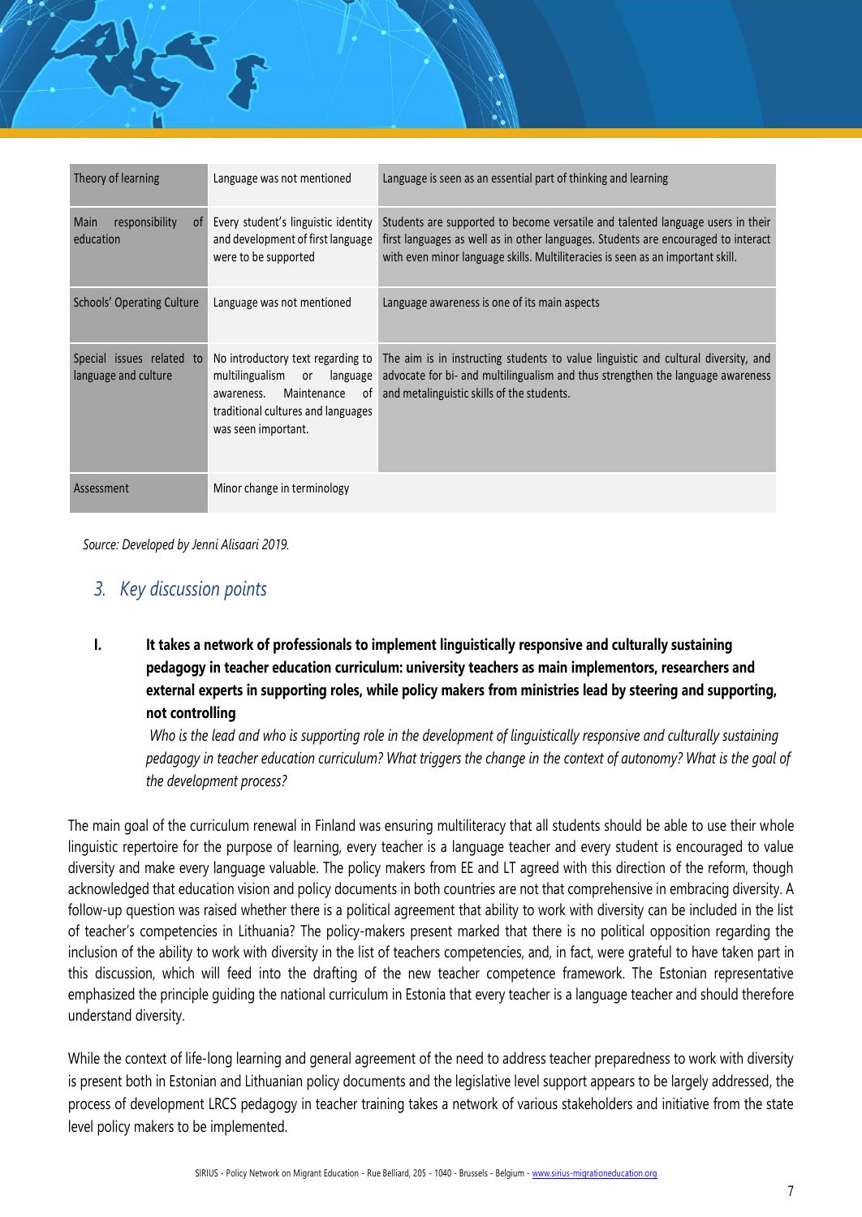| | | |
|---|---|---|
| Theory of learning | Language was not mentioned | Language is seen as an essential part of thinking and learning |
| Main responsibility of education | Every student's linguistic identity and development of first language were to be supported | Students are supported to become versatile and talented language users in their first languages as well as in other languages. Students are encouraged to interact with even minor language skills. Multiliteracies is seen as an important skill. |
| Schools' Operating Culture | Language was not mentioned | Language awareness is one of its main aspects |
| Special issues related to language and culture | No introductory text regarding to multilingualism or language awareness. Maintenance of traditional cultures and languages was seen important. | The aim is in instructing students to value linguistic and cultural diversity, and advocate for bi- and multilingualism and thus strengthen the language awareness and metalinguistic skills of the students. |
| Assessment | Minor change in terminology | |

*Source: Developed by Jenni Alisaari 2019.*

## 3. Key discussion points

**I. It takes a network of professionals to implement linguistically responsive and culturally sustaining pedagogy in teacher education curriculum: university teachers as main implementors, researchers and external experts in supporting roles, while policy makers from ministries lead by steering and supporting, not controlling**

*Who is the lead and who is supporting role in the development of linguistically responsive and culturally sustaining pedagogy in teacher education curriculum? What triggers the change in the context of autonomy? What is the goal of the development process?*

The main goal of the curriculum renewal in Finland was ensuring multiliteracy that all students should be able to use their whole linguistic repertoire for the purpose of learning, every teacher is a language teacher and every student is encouraged to value diversity and make every language valuable. The policy makers from EE and LT agreed with this direction of the reform, though acknowledged that education vision and policy documents in both countries are not that comprehensive in embracing diversity. A follow-up question was raised whether there is a political agreement that ability to work with diversity can be included in the list of teacher's competencies in Lithuania? The policy-makers present marked that there is no political opposition regarding the inclusion of the ability to work with diversity in the list of teachers competencies, and, in fact, were grateful to have taken part in this discussion, which will feed into the drafting of the new teacher competence framework. The Estonian representative emphasized the principle guiding the national curriculum in Estonia that every teacher is a language teacher and should therefore understand diversity.

While the context of life-long learning and general agreement of the need to address teacher preparedness to work with diversity is present both in Estonian and Lithuanian policy documents and the legislative level support appears to be largely addressed, the process of development LRCS pedagogy in teacher training takes a network of various stakeholders and initiative from the state level policy makers to be implemented.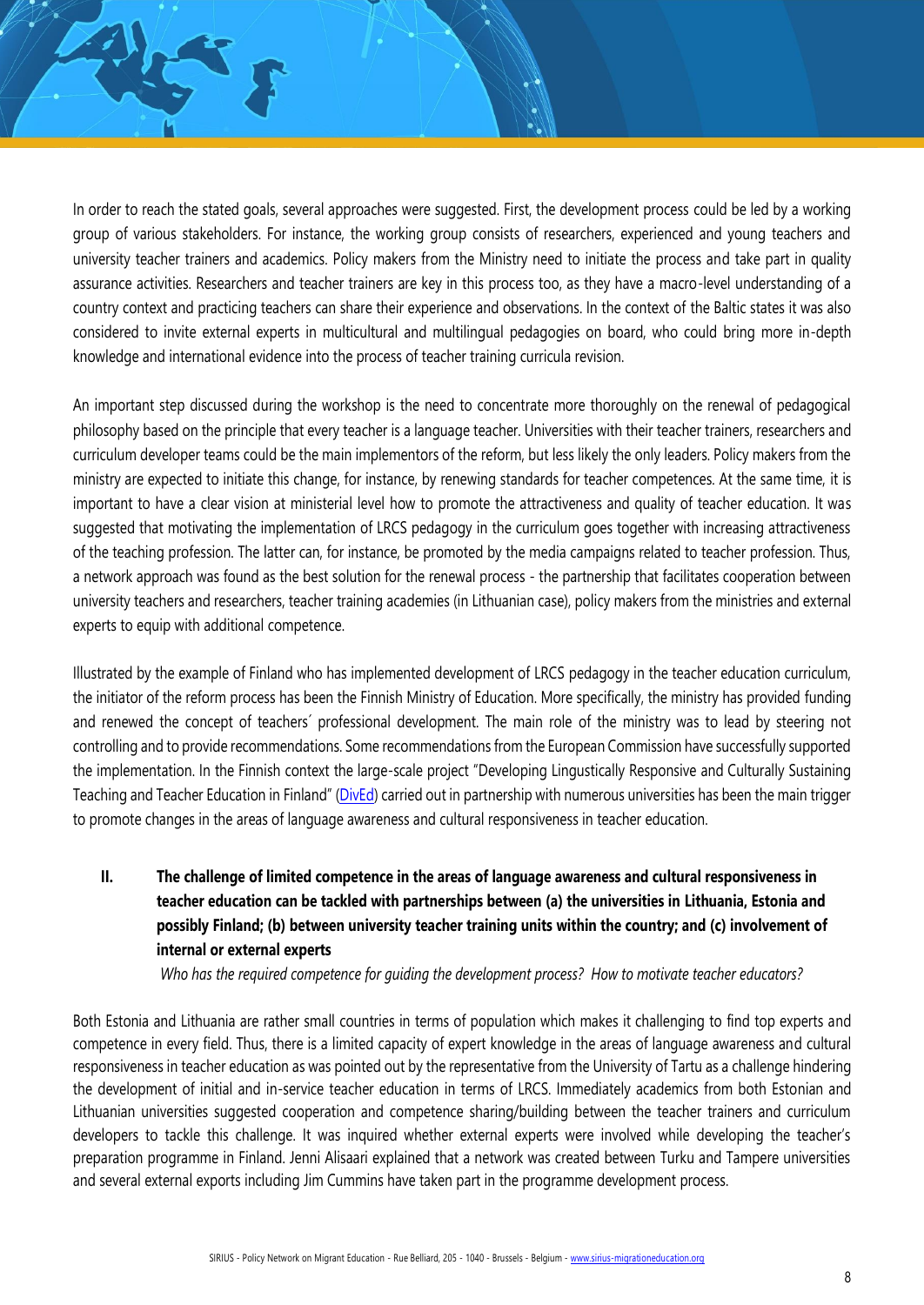In order to reach the stated goals, several approaches were suggested. First, the development process could be led by a working group of various stakeholders. For instance, the working group consists of researchers, experienced and young teachers and university teacher trainers and academics. Policy makers from the Ministry need to initiate the process and take part in quality assurance activities. Researchers and teacher trainers are key in this process too, as they have a macro-level understanding of a country context and practicing teachers can share their experience and observations. In the context of the Baltic states it was also considered to invite external experts in multicultural and multilingual pedagogies on board, who could bring more in-depth knowledge and international evidence into the process of teacher training curricula revision.

An important step discussed during the workshop is the need to concentrate more thoroughly on the renewal of pedagogical philosophy based on the principle that every teacher is a language teacher. Universities with their teacher trainers, researchers and curriculum developer teams could be the main implementors of the reform, but less likely the only leaders. Policy makers from the ministry are expected to initiate this change, for instance, by renewing standards for teacher competences. At the same time, it is important to have a clear vision at ministerial level how to promote the attractiveness and quality of teacher education. It was suggested that motivating the implementation of LRCS pedagogy in the curriculum goes together with increasing attractiveness of the teaching profession. The latter can, for instance, be promoted by the media campaigns related to teacher profession. Thus, a network approach was found as the best solution for the renewal process - the partnership that facilitates cooperation between university teachers and researchers, teacher training academies (in Lithuanian case), policy makers from the ministries and external experts to equip with additional competence.

Illustrated by the example of Finland who has implemented development of LRCS pedagogy in the teacher education curriculum, the initiator of the reform process has been the Finnish Ministry of Education. More specifically, the ministry has provided funding and renewed the concept of teachers´ professional development. The main role of the ministry was to lead by steering not controlling and to provide recommendations. Some recommendations from the European Commission have successfully supported the implementation. In the Finnish context the large-scale project "Developing Lingustically Responsive and Culturally Sustaining Teaching and Teacher Education in Finland" (DivEd) carried out in partnership with numerous universities has been the main trigger to promote changes in the areas of language awareness and cultural responsiveness in teacher education.

## II. The challenge of limited competence in the areas of language awareness and cultural responsiveness in teacher education can be tackled with partnerships between (a) the universities in Lithuania, Estonia and possibly Finland; (b) between university teacher training units within the country; and (c) involvement of internal or external experts

*Who has the required competence for guiding the development process? How to motivate teacher educators?*

Both Estonia and Lithuania are rather small countries in terms of population which makes it challenging to find top experts and competence in every field. Thus, there is a limited capacity of expert knowledge in the areas of language awareness and cultural responsiveness in teacher education as was pointed out by the representative from the University of Tartu as a challenge hindering the development of initial and in-service teacher education in terms of LRCS. Immediately academics from both Estonian and Lithuanian universities suggested cooperation and competence sharing/building between the teacher trainers and curriculum developers to tackle this challenge. It was inquired whether external experts were involved while developing the teacher's preparation programme in Finland. Jenni Alisaari explained that a network was created between Turku and Tampere universities and several external exports including Jim Cummins have taken part in the programme development process.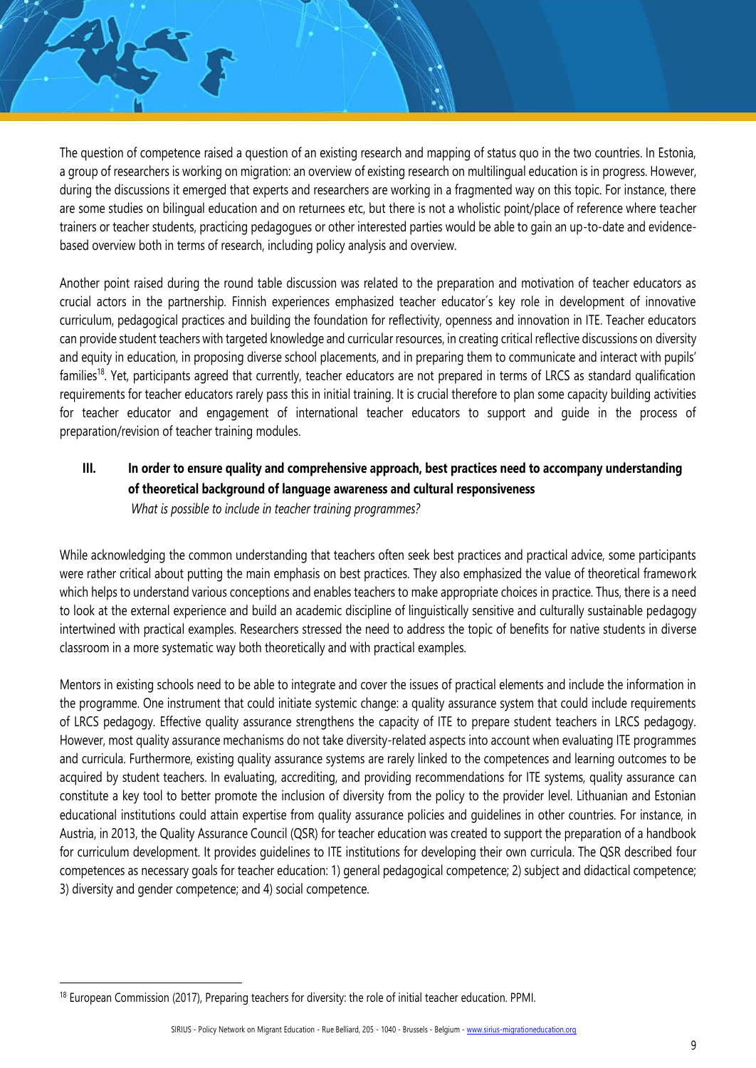The question of competence raised a question of an existing research and mapping of status quo in the two countries. In Estonia, a group of researchers is working on migration: an overview of existing research on multilingual education is in progress. However, during the discussions it emerged that experts and researchers are working in a fragmented way on this topic. For instance, there are some studies on bilingual education and on returnees etc, but there is not a wholistic point/place of reference where teacher trainers or teacher students, practicing pedagogues or other interested parties would be able to gain an up-to-date and evidence-based overview both in terms of research, including policy analysis and overview.

Another point raised during the round table discussion was related to the preparation and motivation of teacher educators as crucial actors in the partnership. Finnish experiences emphasized teacher educator´s key role in development of innovative curriculum, pedagogical practices and building the foundation for reflectivity, openness and innovation in ITE. Teacher educators can provide student teachers with targeted knowledge and curricular resources, in creating critical reflective discussions on diversity and equity in education, in proposing diverse school placements, and in preparing them to communicate and interact with pupils' families[18]. Yet, participants agreed that currently, teacher educators are not prepared in terms of LRCS as standard qualification requirements for teacher educators rarely pass this in initial training. It is crucial therefore to plan some capacity building activities for teacher educator and engagement of international teacher educators to support and guide in the process of preparation/revision of teacher training modules.

### III. In order to ensure quality and comprehensive approach, best practices need to accompany understanding of theoretical background of language awareness and cultural responsiveness

*What is possible to include in teacher training programmes?*

While acknowledging the common understanding that teachers often seek best practices and practical advice, some participants were rather critical about putting the main emphasis on best practices. They also emphasized the value of theoretical framework which helps to understand various conceptions and enables teachers to make appropriate choices in practice. Thus, there is a need to look at the external experience and build an academic discipline of linguistically sensitive and culturally sustainable pedagogy intertwined with practical examples. Researchers stressed the need to address the topic of benefits for native students in diverse classroom in a more systematic way both theoretically and with practical examples.

Mentors in existing schools need to be able to integrate and cover the issues of practical elements and include the information in the programme. One instrument that could initiate systemic change: a quality assurance system that could include requirements of LRCS pedagogy. Effective quality assurance strengthens the capacity of ITE to prepare student teachers in LRCS pedagogy. However, most quality assurance mechanisms do not take diversity-related aspects into account when evaluating ITE programmes and curricula. Furthermore, existing quality assurance systems are rarely linked to the competences and learning outcomes to be acquired by student teachers. In evaluating, accrediting, and providing recommendations for ITE systems, quality assurance can constitute a key tool to better promote the inclusion of diversity from the policy to the provider level. Lithuanian and Estonian educational institutions could attain expertise from quality assurance policies and guidelines in other countries. For instance, in Austria, in 2013, the Quality Assurance Council (QSR) for teacher education was created to support the preparation of a handbook for curriculum development. It provides guidelines to ITE institutions for developing their own curricula. The QSR described four competences as necessary goals for teacher education: 1) general pedagogical competence; 2) subject and didactical competence; 3) diversity and gender competence; and 4) social competence.

---

[18] European Commission (2017), Preparing teachers for diversity: the role of initial teacher education. PPMI.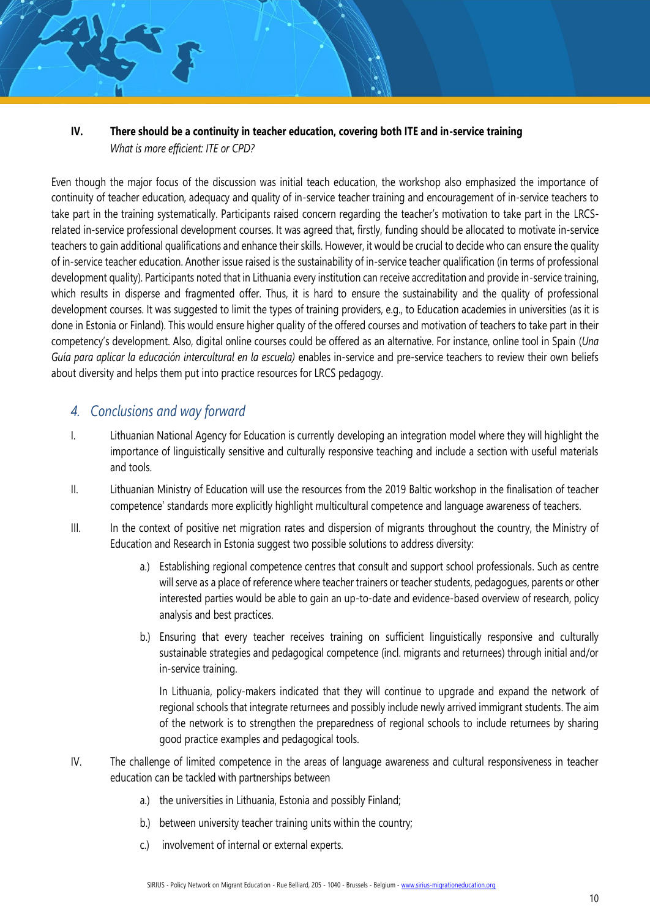**IV. There should be a continuity in teacher education, covering both ITE and in-service training**

*What is more efficient: ITE or CPD?*

Even though the major focus of the discussion was initial teach education, the workshop also emphasized the importance of continuity of teacher education, adequacy and quality of in-service teacher training and encouragement of in-service teachers to take part in the training systematically. Participants raised concern regarding the teacher's motivation to take part in the LRCS-related in-service professional development courses. It was agreed that, firstly, funding should be allocated to motivate in-service teachers to gain additional qualifications and enhance their skills. However, it would be crucial to decide who can ensure the quality of in-service teacher education. Another issue raised is the sustainability of in-service teacher qualification (in terms of professional development quality). Participants noted that in Lithuania every institution can receive accreditation and provide in-service training, which results in disperse and fragmented offer. Thus, it is hard to ensure the sustainability and the quality of professional development courses. It was suggested to limit the types of training providers, e.g., to Education academies in universities (as it is done in Estonia or Finland). This would ensure higher quality of the offered courses and motivation of teachers to take part in their competency's development. Also, digital online courses could be offered as an alternative. For instance, online tool in Spain (*Una Guía para aplicar la educación intercultural en la escuela)* enables in-service and pre-service teachers to review their own beliefs about diversity and helps them put into practice resources for LRCS pedagogy.

## 4. Conclusions and way forward

I. Lithuanian National Agency for Education is currently developing an integration model where they will highlight the importance of linguistically sensitive and culturally responsive teaching and include a section with useful materials and tools.

II. Lithuanian Ministry of Education will use the resources from the 2019 Baltic workshop in the finalisation of teacher competence' standards more explicitly highlight multicultural competence and language awareness of teachers.

III. In the context of positive net migration rates and dispersion of migrants throughout the country, the Ministry of Education and Research in Estonia suggest two possible solutions to address diversity:

   a.) Establishing regional competence centres that consult and support school professionals. Such as centre will serve as a place of reference where teacher trainers or teacher students, pedagogues, parents or other interested parties would be able to gain an up-to-date and evidence-based overview of research, policy analysis and best practices.

   b.) Ensuring that every teacher receives training on sufficient linguistically responsive and culturally sustainable strategies and pedagogical competence (incl. migrants and returnees) through initial and/or in-service training.

   In Lithuania, policy-makers indicated that they will continue to upgrade and expand the network of regional schools that integrate returnees and possibly include newly arrived immigrant students. The aim of the network is to strengthen the preparedness of regional schools to include returnees by sharing good practice examples and pedagogical tools.

IV. The challenge of limited competence in the areas of language awareness and cultural responsiveness in teacher education can be tackled with partnerships between

   a.) the universities in Lithuania, Estonia and possibly Finland;

   b.) between university teacher training units within the country;

   c.) involvement of internal or external experts.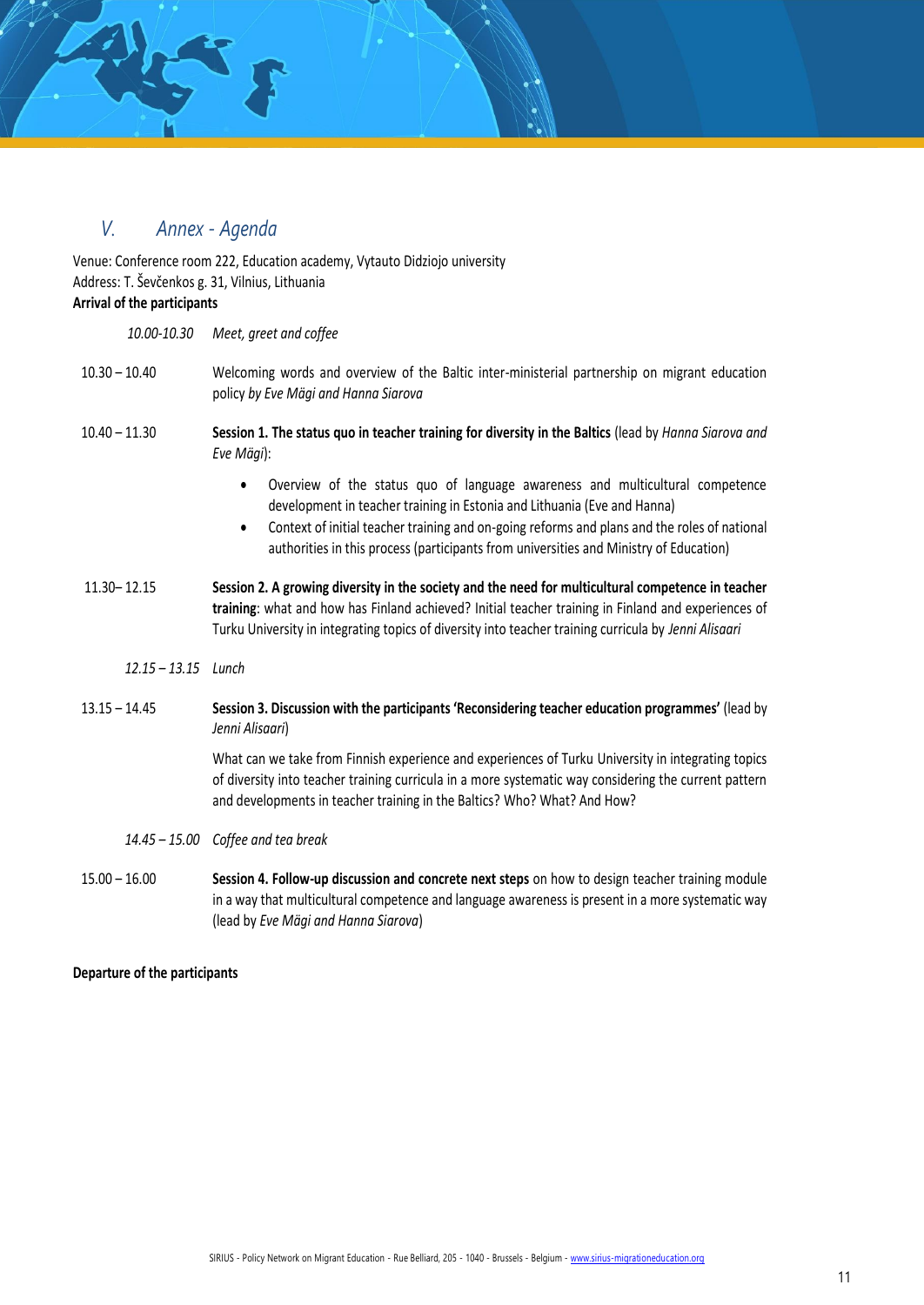## *V. Annex - Agenda*

Venue: Conference room 222, Education academy, Vytauto Didziojo university
Address: T. Ševčenkos g. 31, Vilnius, Lithuania

**Arrival of the participants**

| | |
|---|---|
| *10.00-10.30* | *Meet, greet and coffee* |
| 10.30 – 10.40 | Welcoming words and overview of the Baltic inter-ministerial partnership on migrant education policy *by Eve Mägi and Hanna Siarova* |
| 10.40 – 11.30 | **Session 1. The status quo in teacher training for diversity in the Baltics** (lead by *Hanna Siarova and Eve Mägi*):<br>• Overview of the status quo of language awareness and multicultural competence development in teacher training in Estonia and Lithuania (Eve and Hanna)<br>• Context of initial teacher training and on-going reforms and plans and the roles of national authorities in this process (participants from universities and Ministry of Education) |
| 11.30– 12.15 | **Session 2. A growing diversity in the society and the need for multicultural competence in teacher training**: what and how has Finland achieved? Initial teacher training in Finland and experiences of Turku University in integrating topics of diversity into teacher training curricula by *Jenni Alisaari* |
| *12.15 – 13.15* | *Lunch* |
| 13.15 – 14.45 | **Session 3. Discussion with the participants 'Reconsidering teacher education programmes'** (lead by *Jenni Alisaari*)<br>What can we take from Finnish experience and experiences of Turku University in integrating topics of diversity into teacher training curricula in a more systematic way considering the current pattern and developments in teacher training in the Baltics? Who? What? And How? |
| *14.45 – 15.00* | *Coffee and tea break* |
| 15.00 – 16.00 | **Session 4. Follow-up discussion and concrete next steps** on how to design teacher training module in a way that multicultural competence and language awareness is present in a more systematic way (lead by *Eve Mägi and Hanna Siarova*) |

**Departure of the participants**